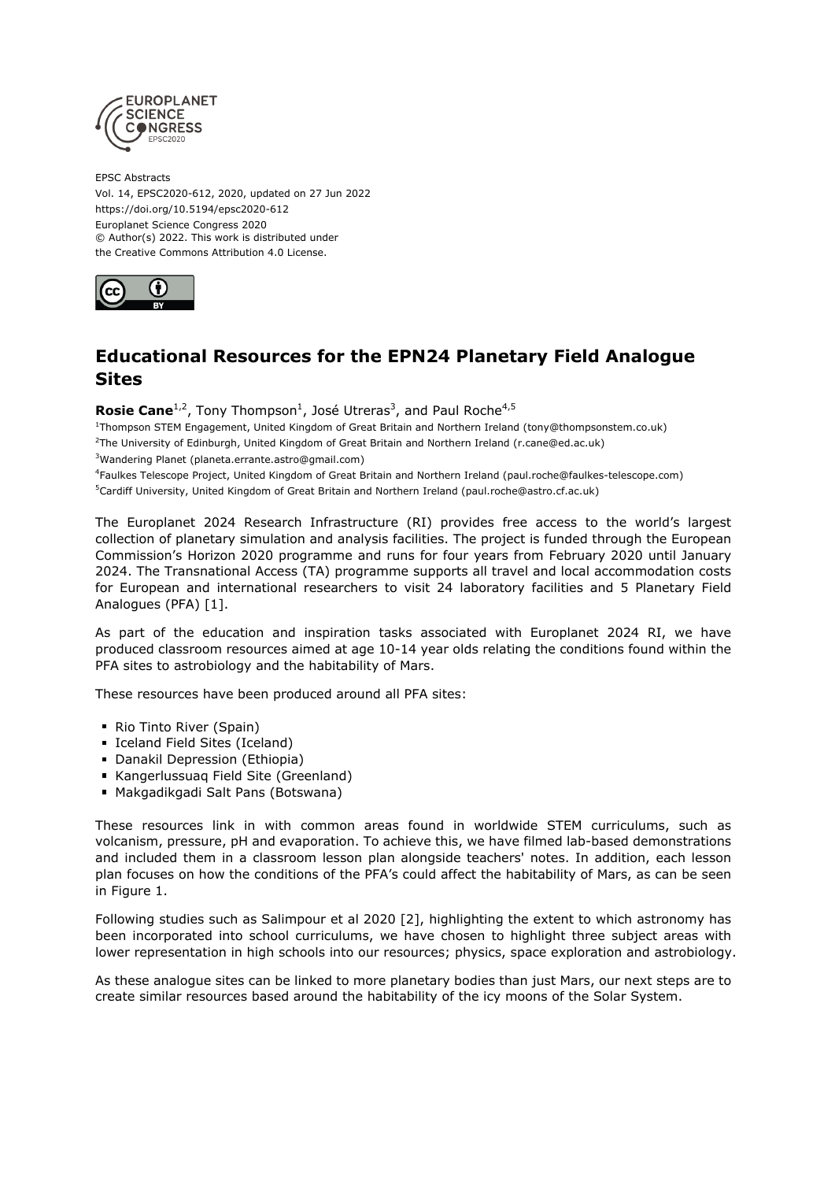EPSC Abstracts
Vol. 14, EPSC2020-612, 2020, updated on 27 Jun 2022
https://doi.org/10.5194/epsc2020-612
Europlanet Science Congress 2020
© Author(s) 2022. This work is distributed under
the Creative Commons Attribution 4.0 License.

# Educational Resources for the EPN24 Planetary Field Analogue Sites

**Rosie Cane**[1,2], Tony Thompson[1], José Utreras[3], and Paul Roche[4,5]

[1]Thompson STEM Engagement, United Kingdom of Great Britain and Northern Ireland (tony@thompsonstem.co.uk)
[2]The University of Edinburgh, United Kingdom of Great Britain and Northern Ireland (r.cane@ed.ac.uk)
[3]Wandering Planet (planeta.errante.astro@gmail.com)
[4]Faulkes Telescope Project, United Kingdom of Great Britain and Northern Ireland (paul.roche@faulkes-telescope.com)
[5]Cardiff University, United Kingdom of Great Britain and Northern Ireland (paul.roche@astro.cf.ac.uk)

The Europlanet 2024 Research Infrastructure (RI) provides free access to the world's largest collection of planetary simulation and analysis facilities. The project is funded through the European Commission's Horizon 2020 programme and runs for four years from February 2020 until January 2024. The Transnational Access (TA) programme supports all travel and local accommodation costs for European and international researchers to visit 24 laboratory facilities and 5 Planetary Field Analogues (PFA) [1].

As part of the education and inspiration tasks associated with Europlanet 2024 RI, we have produced classroom resources aimed at age 10-14 year olds relating the conditions found within the PFA sites to astrobiology and the habitability of Mars.

These resources have been produced around all PFA sites:

- Rio Tinto River (Spain)
- Iceland Field Sites (Iceland)
- Danakil Depression (Ethiopia)
- Kangerlussuaq Field Site (Greenland)
- Makgadikgadi Salt Pans (Botswana)

These resources link in with common areas found in worldwide STEM curriculums, such as volcanism, pressure, pH and evaporation. To achieve this, we have filmed lab-based demonstrations and included them in a classroom lesson plan alongside teachers' notes. In addition, each lesson plan focuses on how the conditions of the PFA's could affect the habitability of Mars, as can be seen in Figure 1.

Following studies such as Salimpour et al 2020 [2], highlighting the extent to which astronomy has been incorporated into school curriculums, we have chosen to highlight three subject areas with lower representation in high schools into our resources; physics, space exploration and astrobiology.

As these analogue sites can be linked to more planetary bodies than just Mars, our next steps are to create similar resources based around the habitability of the icy moons of the Solar System.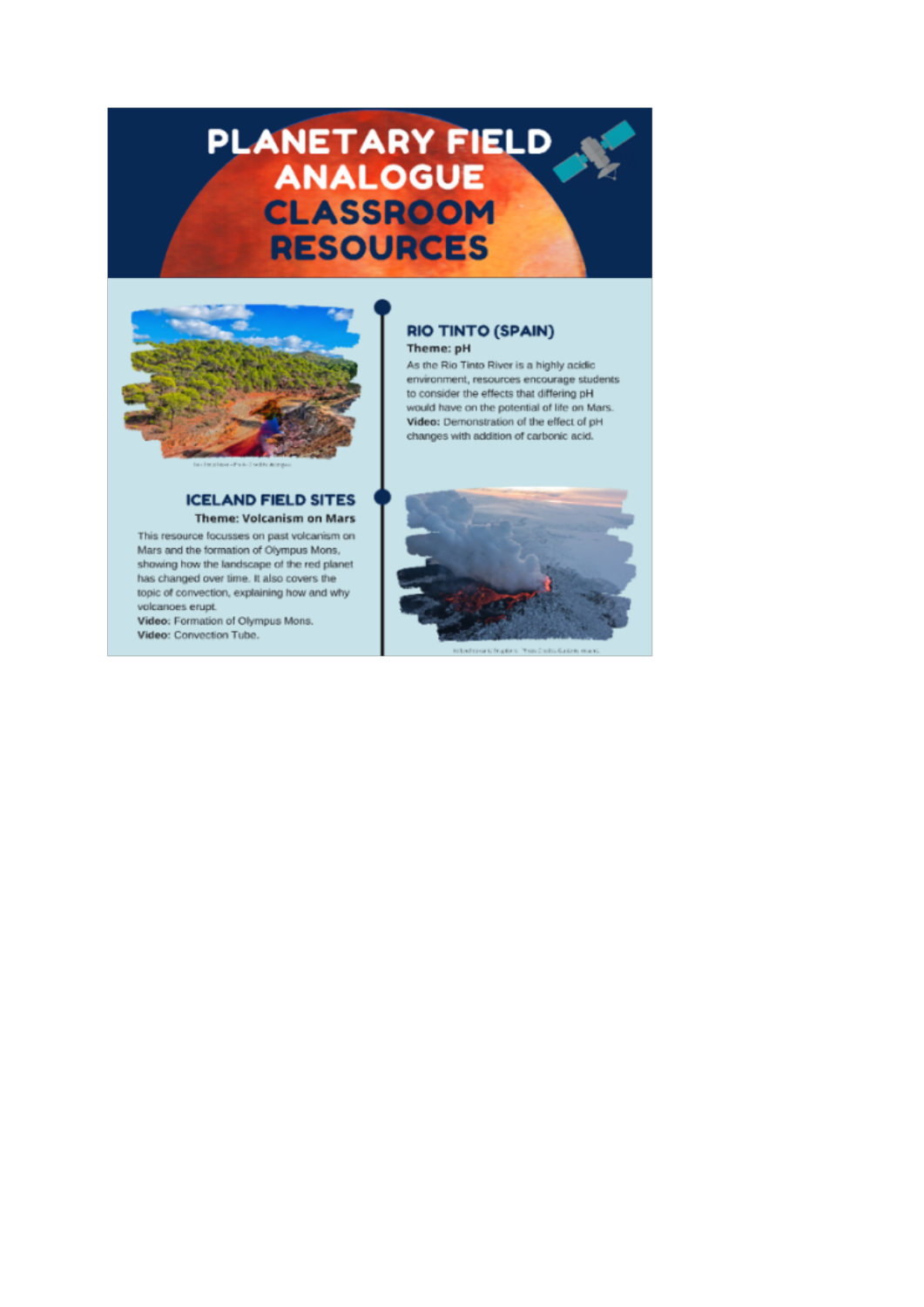# PLANETARY FIELD ANALOGUE CLASSROOM RESOURCES

## RIO TINTO (SPAIN)

**Theme: pH**

As the Rio Tinto River is a highly acidic environment, resources encourage students to consider the effects that differing pH would have on the potential of life on Mars.

**Video:** Demonstration of the effect of pH changes with addition of carbonic acid.

## ICELAND FIELD SITES

**Theme: Volcanism on Mars**

This resource focusses on past volcanism on Mars and the formation of Olympus Mons, showing how the landscape of the red planet has changed over time. It also covers the topic of convection, explaining how and why volcanoes erupt.

**Video:** Formation of Olympus Mons.

**Video:** Convection Tube.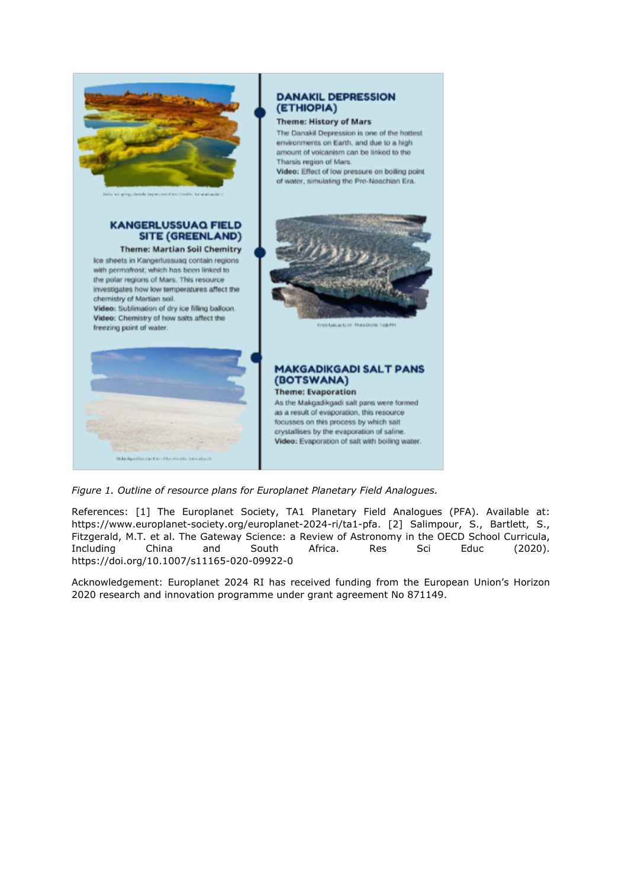**DANAKIL DEPRESSION (ETHIOPIA)**

**Theme: History of Mars**

The Danakil Depression is one of the hottest environments on Earth, and due to a high amount of volcanism can be linked to the Tharsis region of Mars.

**Video:** Effect of low pressure on boiling point of water, simulating the Pre-Noachian Era.

**KANGERLUSSUAQ FIELD SITE (GREENLAND)**

**Theme: Martian Soil Chemitry**

Ice sheets in Kangerlussuaq contain regions with permafrost; which has been linked to the polar regions of Mars. This resource investigates how low temperatures affect the chemistry of Martian soil.

**Video:** Sublimation of dry ice filling balloon.

**Video:** Chemistry of how salts affect the freezing point of water.

**MAKGADIKGADI SALT PANS (BOTSWANA)**

**Theme: Evaporation**

As the Makgadikgadi salt pans were formed as a result of evaporation, this resource focusses on this process by which salt crystallises by the evaporation of saline.

**Video:** Evaporation of salt with boiling water.

*Figure 1. Outline of resource plans for Europlanet Planetary Field Analogues.*

References: [1] The Europlanet Society, TA1 Planetary Field Analogues (PFA). Available at: https://www.europlanet-society.org/europlanet-2024-ri/ta1-pfa. [2] Salimpour, S., Bartlett, S., Fitzgerald, M.T. et al. The Gateway Science: a Review of Astronomy in the OECD School Curricula, Including China and South Africa. Res Sci Educ (2020). https://doi.org/10.1007/s11165-020-09922-0

Acknowledgement: Europlanet 2024 RI has received funding from the European Union's Horizon 2020 research and innovation programme under grant agreement No 871149.